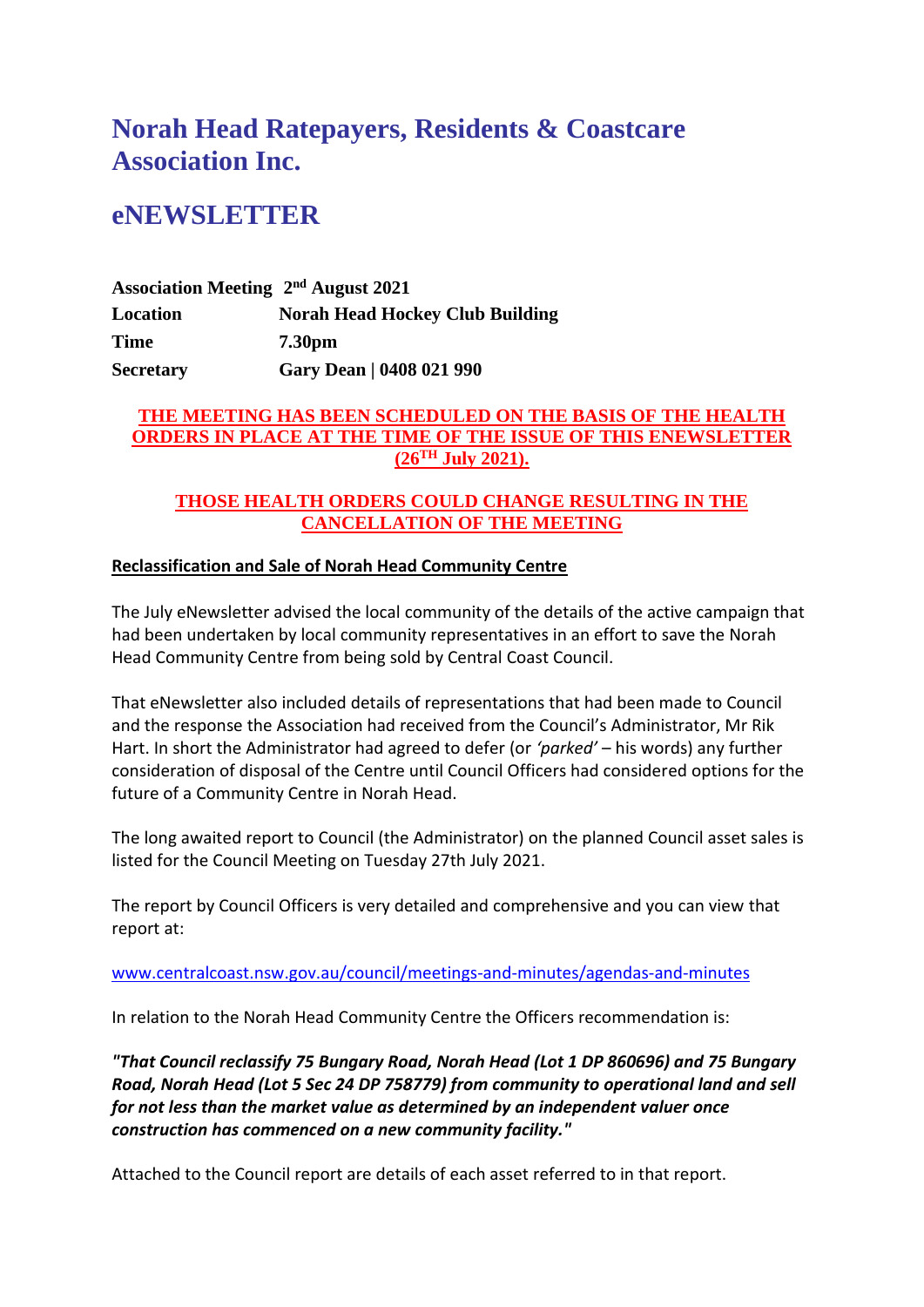# Norah Head Ratepayers, Residents & Coastcare Association Inc.

# eNEWSLETTER

| | |
|---|---|
| **Association Meeting** | **2nd August 2021** |
| **Location** | **Norah Head Hockey Club Building** |
| **Time** | **7.30pm** |
| **Secretary** | **Gary Dean \| 0408 021 990** |

**THE MEETING HAS BEEN SCHEDULED ON THE BASIS OF THE HEALTH ORDERS IN PLACE AT THE TIME OF THE ISSUE OF THIS ENEWSLETTER (26TH July 2021).**

**THOSE HEALTH ORDERS COULD CHANGE RESULTING IN THE CANCELLATION OF THE MEETING**

**Reclassification and Sale of Norah Head Community Centre**

The July eNewsletter advised the local community of the details of the active campaign that had been undertaken by local community representatives in an effort to save the Norah Head Community Centre from being sold by Central Coast Council.

That eNewsletter also included details of representations that had been made to Council and the response the Association had received from the Council's Administrator, Mr Rik Hart. In short the Administrator had agreed to defer (or *'parked'* – his words) any further consideration of disposal of the Centre until Council Officers had considered options for the future of a Community Centre in Norah Head.

The long awaited report to Council (the Administrator) on the planned Council asset sales is listed for the Council Meeting on Tuesday 27th July 2021.

The report by Council Officers is very detailed and comprehensive and you can view that report at:

www.centralcoast.nsw.gov.au/council/meetings-and-minutes/agendas-and-minutes

In relation to the Norah Head Community Centre the Officers recommendation is:

***"That Council reclassify 75 Bungary Road, Norah Head (Lot 1 DP 860696) and 75 Bungary Road, Norah Head (Lot 5 Sec 24 DP 758779) from community to operational land and sell for not less than the market value as determined by an independent valuer once construction has commenced on a new community facility."***

Attached to the Council report are details of each asset referred to in that report.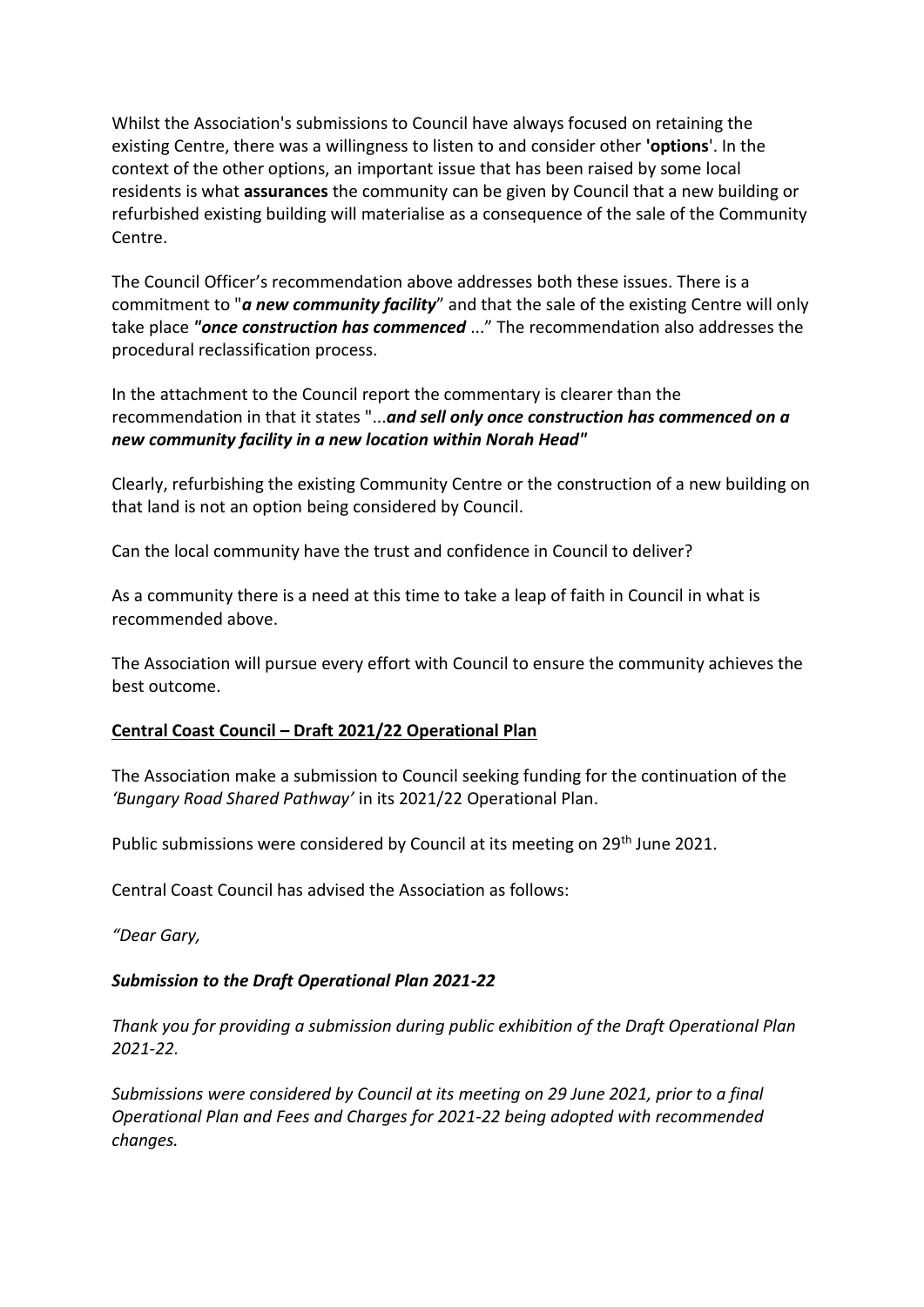Whilst the Association's submissions to Council have always focused on retaining the existing Centre, there was a willingness to listen to and consider other **'options**'. In the context of the other options, an important issue that has been raised by some local residents is what **assurances** the community can be given by Council that a new building or refurbished existing building will materialise as a consequence of the sale of the Community Centre.

The Council Officer's recommendation above addresses both these issues. There is a commitment to "***a new community facility***" and that the sale of the existing Centre will only take place ***"once construction has commenced*** ..." The recommendation also addresses the procedural reclassification process.

In the attachment to the Council report the commentary is clearer than the recommendation in that it states "...***and sell only once construction has commenced on a new community facility in a new location within Norah Head"***

Clearly, refurbishing the existing Community Centre or the construction of a new building on that land is not an option being considered by Council.

Can the local community have the trust and confidence in Council to deliver?

As a community there is a need at this time to take a leap of faith in Council in what is recommended above.

The Association will pursue every effort with Council to ensure the community achieves the best outcome.

**Central Coast Council – Draft 2021/22 Operational Plan**

The Association make a submission to Council seeking funding for the continuation of the *'Bungary Road Shared Pathway'* in its 2021/22 Operational Plan.

Public submissions were considered by Council at its meeting on 29th June 2021.

Central Coast Council has advised the Association as follows:

*"Dear Gary,*

***Submission to the Draft Operational Plan 2021-22***

*Thank you for providing a submission during public exhibition of the Draft Operational Plan 2021-22.*

*Submissions were considered by Council at its meeting on 29 June 2021, prior to a final Operational Plan and Fees and Charges for 2021-22 being adopted with recommended changes.*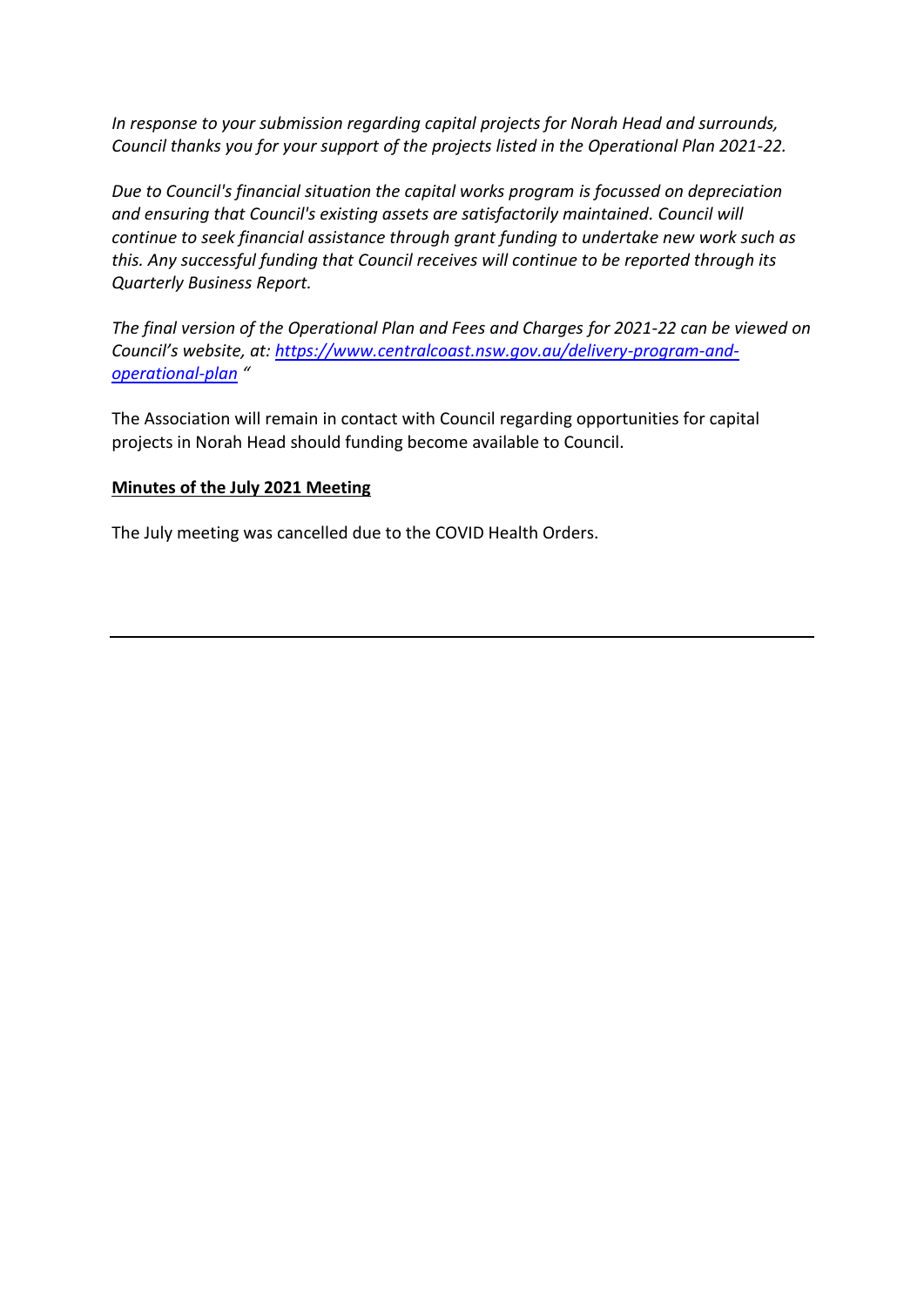*In response to your submission regarding capital projects for Norah Head and surrounds, Council thanks you for your support of the projects listed in the Operational Plan 2021-22.*

*Due to Council's financial situation the capital works program is focussed on depreciation and ensuring that Council's existing assets are satisfactorily maintained. Council will continue to seek financial assistance through grant funding to undertake new work such as this. Any successful funding that Council receives will continue to be reported through its Quarterly Business Report.*

*The final version of the Operational Plan and Fees and Charges for 2021-22 can be viewed on Council's website, at: [https://www.centralcoast.nsw.gov.au/delivery-program-and-operational-plan](https://www.centralcoast.nsw.gov.au/delivery-program-and-operational-plan) "*

The Association will remain in contact with Council regarding opportunities for capital projects in Norah Head should funding become available to Council.

**Minutes of the July 2021 Meeting**

The July meeting was cancelled due to the COVID Health Orders.

---